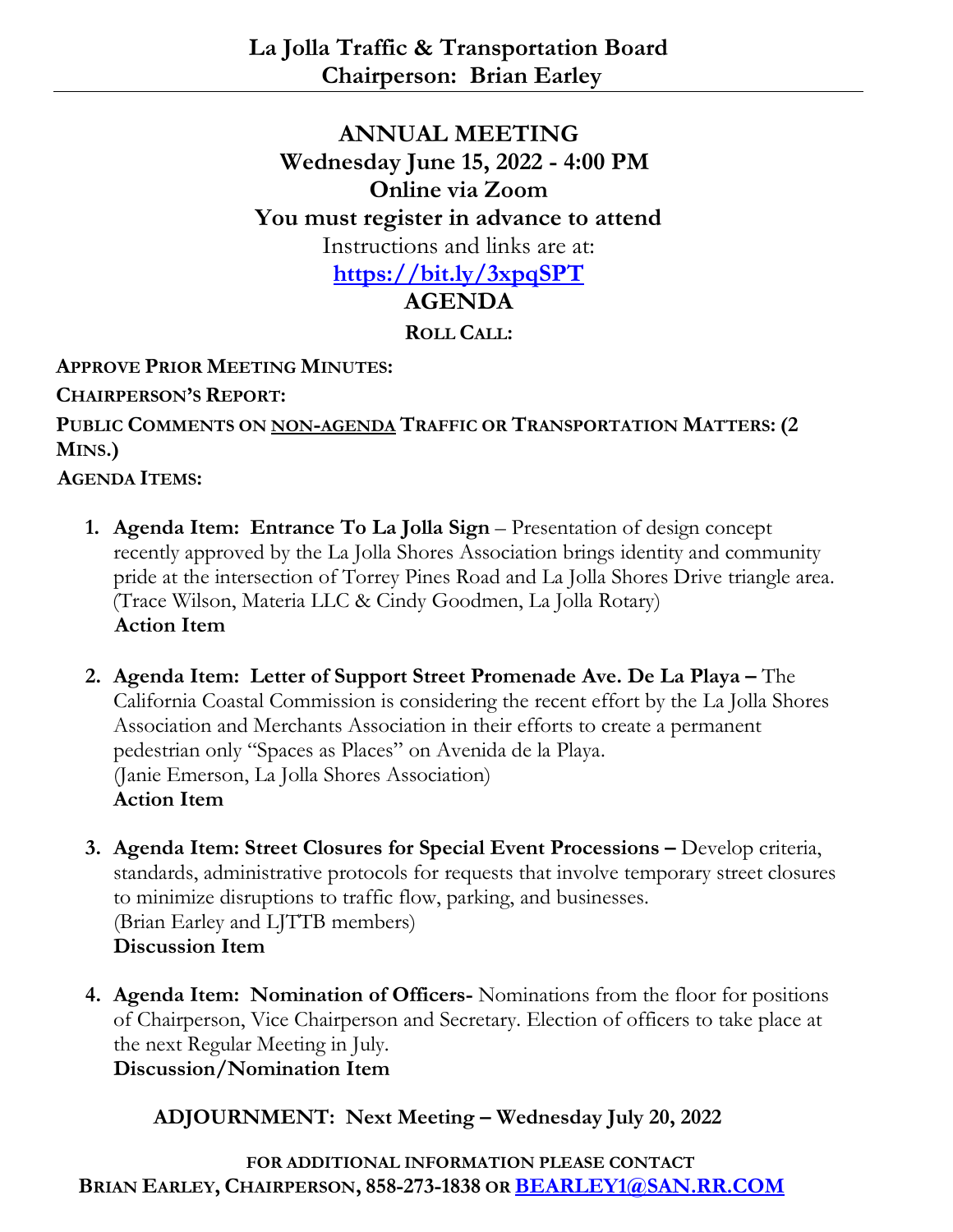# La Jolla Traffic & Transportation Board
## Chairperson: Brian Earley

---

## ANNUAL MEETING
## Wednesday June 15, 2022 - 4:00 PM
## Online via Zoom
## You must register in advance to attend

Instructions and links are at:

**https://bit.ly/3xpqSPT**

## AGENDA

**ROLL CALL:**

**APPROVE PRIOR MEETING MINUTES:**

**CHAIRPERSON'S REPORT:**

**PUBLIC COMMENTS ON NON-AGENDA TRAFFIC OR TRANSPORTATION MATTERS: (2 MINS.)**

**AGENDA ITEMS:**

1. **Agenda Item: Entrance To La Jolla Sign** – Presentation of design concept recently approved by the La Jolla Shores Association brings identity and community pride at the intersection of Torrey Pines Road and La Jolla Shores Drive triangle area. (Trace Wilson, Materia LLC & Cindy Goodmen, La Jolla Rotary)
   **Action Item**

2. **Agenda Item: Letter of Support Street Promenade Ave. De La Playa –** The California Coastal Commission is considering the recent effort by the La Jolla Shores Association and Merchants Association in their efforts to create a permanent pedestrian only "Spaces as Places" on Avenida de la Playa.
   (Janie Emerson, La Jolla Shores Association)
   **Action Item**

3. **Agenda Item: Street Closures for Special Event Processions –** Develop criteria, standards, administrative protocols for requests that involve temporary street closures to minimize disruptions to traffic flow, parking, and businesses.
   (Brian Earley and LJTTB members)
   **Discussion Item**

4. **Agenda Item: Nomination of Officers-** Nominations from the floor for positions of Chairperson, Vice Chairperson and Secretary. Election of officers to take place at the next Regular Meeting in July.
   **Discussion/Nomination Item**

**ADJOURNMENT: Next Meeting – Wednesday July 20, 2022**

**FOR ADDITIONAL INFORMATION PLEASE CONTACT**
**BRIAN EARLEY, CHAIRPERSON, 858-273-1838 OR BEARLEY1@SAN.RR.COM**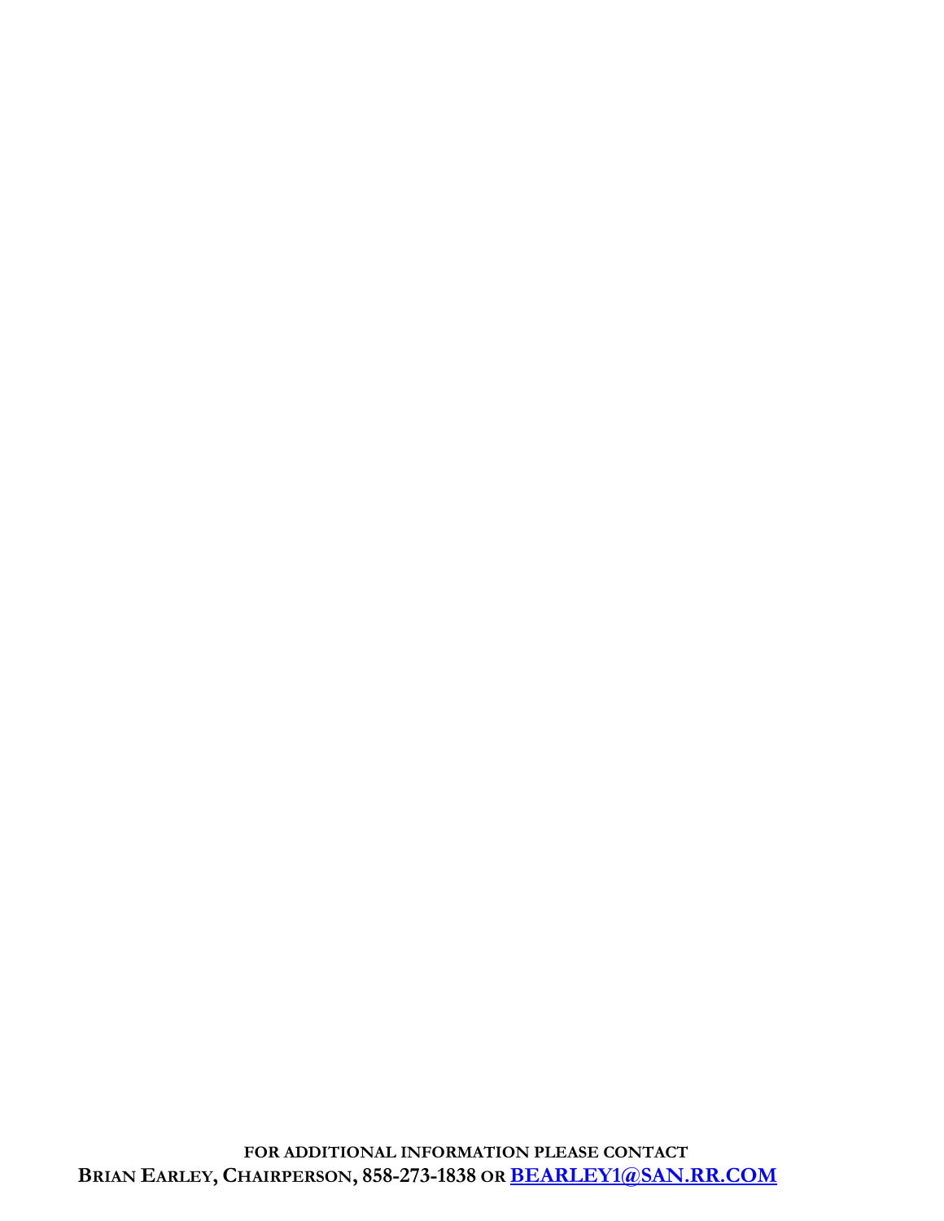**FOR ADDITIONAL INFORMATION PLEASE CONTACT**
**BRIAN EARLEY, CHAIRPERSON, 858-273-1838 OR [BEARLEY1@SAN.RR.COM](mailto:BEARLEY1@SAN.RR.COM)**